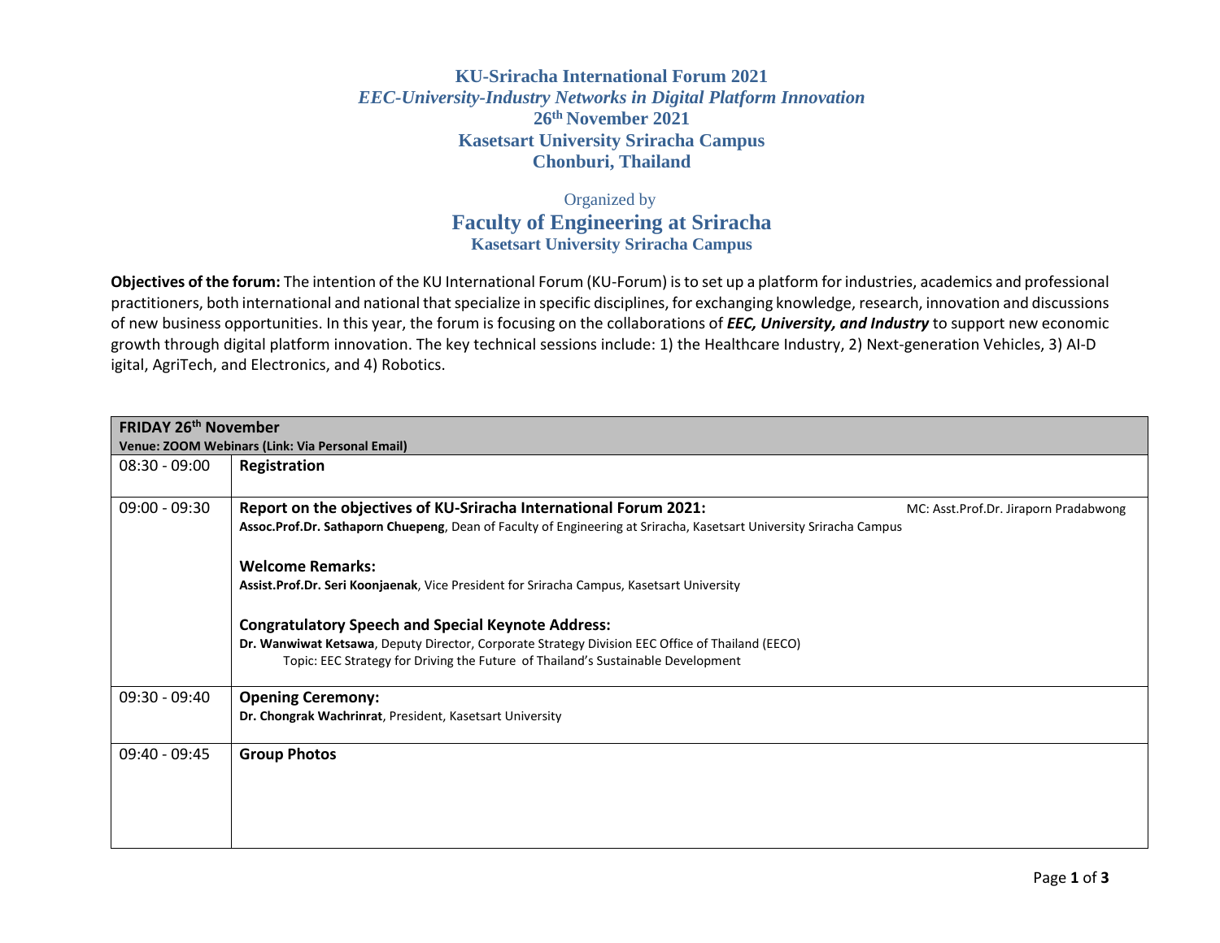# KU-Sriracha International Forum 2021

## *EEC-University-Industry Networks in Digital Platform Innovation*

### 26th November 2021

### Kasetsart University Sriracha Campus

### Chonburi, Thailand

Organized by

## Faculty of Engineering at Sriracha

### Kasetsart University Sriracha Campus

**Objectives of the forum:** The intention of the KU International Forum (KU-Forum) is to set up a platform for industries, academics and professional practitioners, both international and national that specialize in specific disciplines, for exchanging knowledge, research, innovation and discussions of new business opportunities. In this year, the forum is focusing on the collaborations of ***EEC, University, and Industry*** to support new economic growth through digital platform innovation. The key technical sessions include: 1) the Healthcare Industry, 2) Next-generation Vehicles, 3) AI-D igital, AgriTech, and Electronics, and 4) Robotics.

| **FRIDAY 26th November**<br>**Venue: ZOOM Webinars (Link: Via Personal Email)** | |
|---|---|
| 08:30 - 09:00 | **Registration** |
| 09:00 - 09:30 | **Report on the objectives of KU-Sriracha International Forum 2021:** MC: Asst.Prof.Dr. Jiraporn Pradabwong<br>**Assoc.Prof.Dr. Sathaporn Chuepeng**, Dean of Faculty of Engineering at Sriracha, Kasetsart University Sriracha Campus<br><br>**Welcome Remarks:**<br>**Assist.Prof.Dr. Seri Koonjaenak**, Vice President for Sriracha Campus, Kasetsart University<br><br>**Congratulatory Speech and Special Keynote Address:**<br>**Dr. Wanwiwat Ketsawa**, Deputy Director, Corporate Strategy Division EEC Office of Thailand (EECO)<br>Topic: EEC Strategy for Driving the Future of Thailand's Sustainable Development |
| 09:30 - 09:40 | **Opening Ceremony:**<br>**Dr. Chongrak Wachrinrat**, President, Kasetsart University |
| 09:40 - 09:45 | **Group Photos** |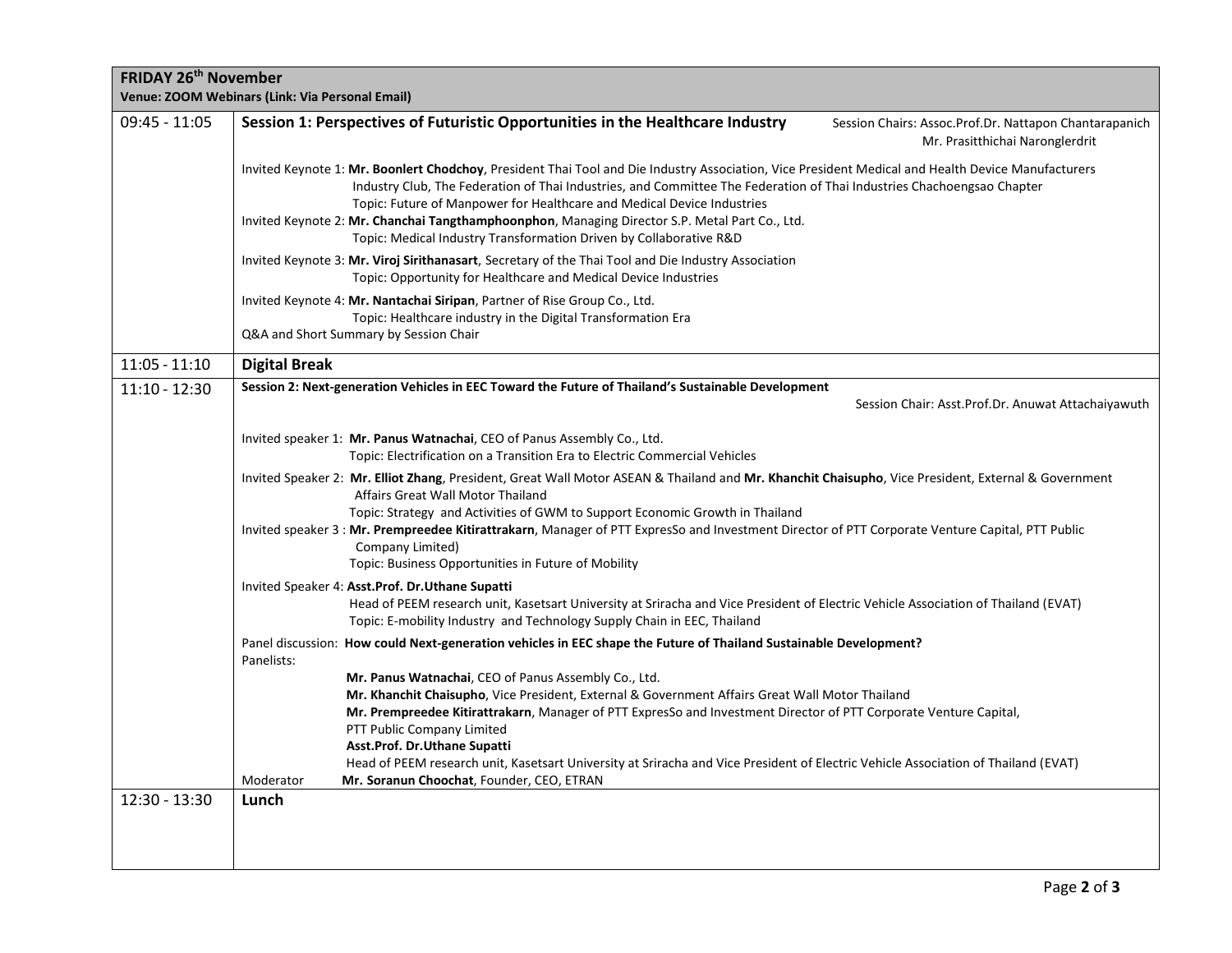| FRIDAY 26th November<br>Venue: ZOOM Webinars (Link: Via Personal Email) | |
|---|---|
| 09:45 - 11:05 | **Session 1: Perspectives of Futuristic Opportunities in the Healthcare Industry** Session Chairs: Assoc.Prof.Dr. Nattapon Chantarapanich, Mr. Prasitthichai Naronglerdrit<br><br>Invited Keynote 1: **Mr. Boonlert Chodchoy**, President Thai Tool and Die Industry Association, Vice President Medical and Health Device Manufacturers Industry Club, The Federation of Thai Industries, and Committee The Federation of Thai Industries Chachoengsao Chapter<br>Topic: Future of Manpower for Healthcare and Medical Device Industries<br>Invited Keynote 2: **Mr. Chanchai Tangthamphoonphon**, Managing Director S.P. Metal Part Co., Ltd.<br>Topic: Medical Industry Transformation Driven by Collaborative R&D<br><br>Invited Keynote 3: **Mr. Viroj Sirithanasart**, Secretary of the Thai Tool and Die Industry Association<br>Topic: Opportunity for Healthcare and Medical Device Industries<br><br>Invited Keynote 4: **Mr. Nantachai Siripan**, Partner of Rise Group Co., Ltd.<br>Topic: Healthcare industry in the Digital Transformation Era<br>Q&A and Short Summary by Session Chair |
| 11:05 - 11:10 | **Digital Break** |
| 11:10 - 12:30 | **Session 2: Next-generation Vehicles in EEC Toward the Future of Thailand's Sustainable Development**<br>Session Chair: Asst.Prof.Dr. Anuwat Attachaiyawuth<br><br>Invited speaker 1: **Mr. Panus Watnachai**, CEO of Panus Assembly Co., Ltd.<br>Topic: Electrification on a Transition Era to Electric Commercial Vehicles<br><br>Invited Speaker 2: **Mr. Elliot Zhang**, President, Great Wall Motor ASEAN & Thailand and **Mr. Khanchit Chaisupho**, Vice President, External & Government Affairs Great Wall Motor Thailand<br>Topic: Strategy and Activities of GWM to Support Economic Growth in Thailand<br>Invited speaker 3 : **Mr. Prempreedee Kitirattrakarn**, Manager of PTT ExpresSo and Investment Director of PTT Corporate Venture Capital, PTT Public Company Limited)<br>Topic: Business Opportunities in Future of Mobility<br><br>Invited Speaker 4: **Asst.Prof. Dr.Uthane Supatti**<br>Head of PEEM research unit, Kasetsart University at Sriracha and Vice President of Electric Vehicle Association of Thailand (EVAT)<br>Topic: E-mobility Industry and Technology Supply Chain in EEC, Thailand<br><br>Panel discussion: **How could Next-generation vehicles in EEC shape the Future of Thailand Sustainable Development?**<br>Panelists:<br>**Mr. Panus Watnachai**, CEO of Panus Assembly Co., Ltd.<br>**Mr. Khanchit Chaisupho**, Vice President, External & Government Affairs Great Wall Motor Thailand<br>**Mr. Prempreedee Kitirattrakarn**, Manager of PTT ExpresSo and Investment Director of PTT Corporate Venture Capital, PTT Public Company Limited<br>**Asst.Prof. Dr.Uthane Supatti**<br>Head of PEEM research unit, Kasetsart University at Sriracha and Vice President of Electric Vehicle Association of Thailand (EVAT)<br>Moderator **Mr. Soranun Choochat**, Founder, CEO, ETRAN |
| 12:30 - 13:30 | **Lunch** |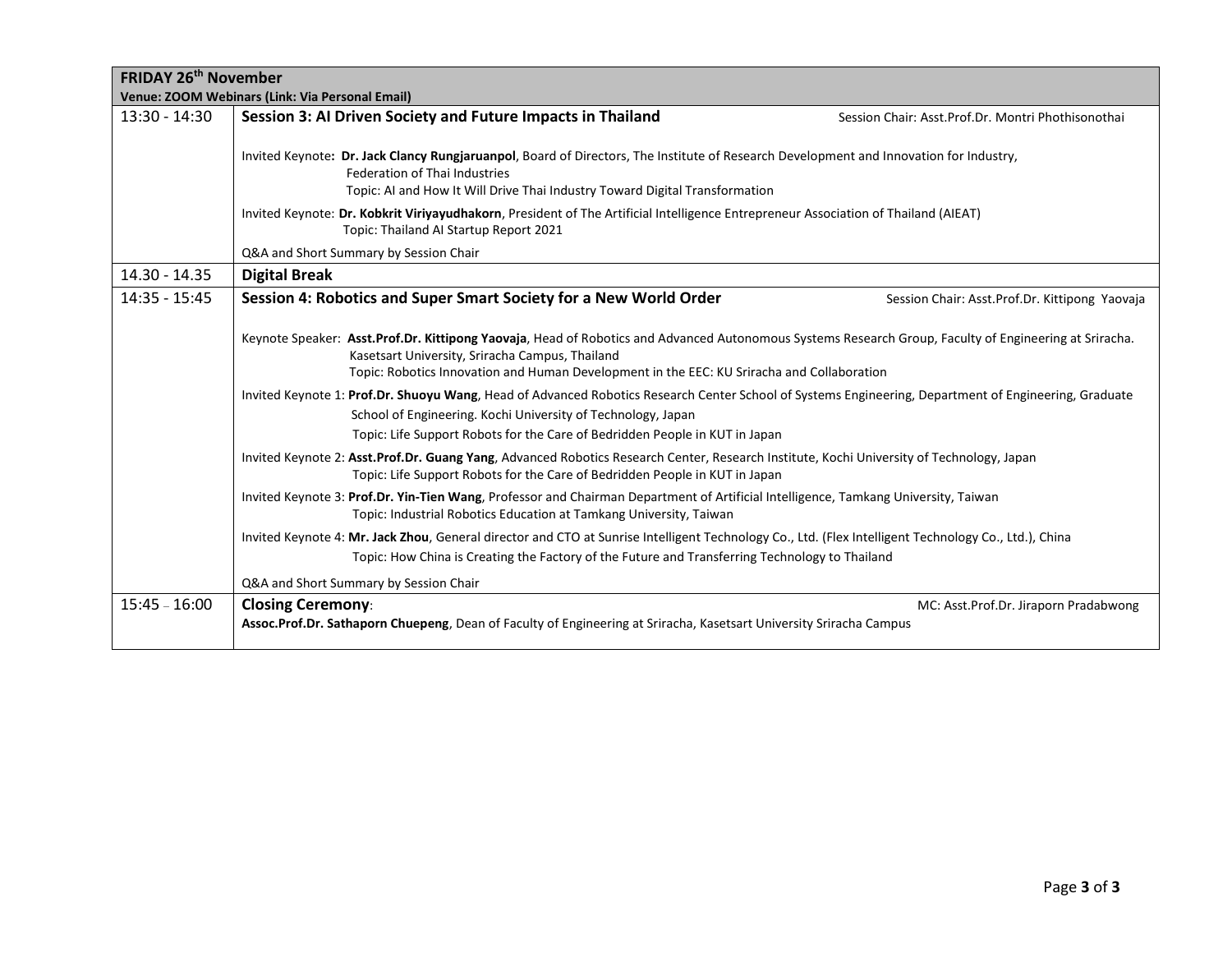| FRIDAY 26th November<br>Venue: ZOOM Webinars (Link: Via Personal Email) | |
|---|---|
| 13:30 - 14:30 | **Session 3: AI Driven Society and Future Impacts in Thailand** Session Chair: Asst.Prof.Dr. Montri Phothisonothai<br><br>Invited Keynote**: Dr. Jack Clancy Rungjaruanpol**, Board of Directors, The Institute of Research Development and Innovation for Industry, Federation of Thai Industries<br>Topic: AI and How It Will Drive Thai Industry Toward Digital Transformation<br><br>Invited Keynote: **Dr. Kobkrit Viriyayudhakorn**, President of The Artificial Intelligence Entrepreneur Association of Thailand (AIEAT)<br>Topic: Thailand AI Startup Report 2021<br><br>Q&A and Short Summary by Session Chair |
| 14.30 - 14.35 | **Digital Break** |
| 14:35 - 15:45 | **Session 4: Robotics and Super Smart Society for a New World Order** Session Chair: Asst.Prof.Dr. Kittipong Yaovaja<br><br>Keynote Speaker: **Asst.Prof.Dr. Kittipong Yaovaja**, Head of Robotics and Advanced Autonomous Systems Research Group, Faculty of Engineering at Sriracha. Kasetsart University, Sriracha Campus, Thailand<br>Topic: Robotics Innovation and Human Development in the EEC: KU Sriracha and Collaboration<br><br>Invited Keynote 1: **Prof.Dr. Shuoyu Wang**, Head of Advanced Robotics Research Center School of Systems Engineering, Department of Engineering, Graduate School of Engineering. Kochi University of Technology, Japan<br>Topic: Life Support Robots for the Care of Bedridden People in KUT in Japan<br><br>Invited Keynote 2: **Asst.Prof.Dr. Guang Yang**, Advanced Robotics Research Center, Research Institute, Kochi University of Technology, Japan<br>Topic: Life Support Robots for the Care of Bedridden People in KUT in Japan<br><br>Invited Keynote 3: **Prof.Dr. Yin-Tien Wang**, Professor and Chairman Department of Artificial Intelligence, Tamkang University, Taiwan<br>Topic: Industrial Robotics Education at Tamkang University, Taiwan<br><br>Invited Keynote 4: **Mr. Jack Zhou**, General director and CTO at Sunrise Intelligent Technology Co., Ltd. (Flex Intelligent Technology Co., Ltd.), China<br>Topic: How China is Creating the Factory of the Future and Transferring Technology to Thailand<br><br>Q&A and Short Summary by Session Chair |
| 15:45 – 16:00 | **Closing Ceremony**: MC: Asst.Prof.Dr. Jiraporn Pradabwong<br>**Assoc.Prof.Dr. Sathaporn Chuepeng**, Dean of Faculty of Engineering at Sriracha, Kasetsart University Sriracha Campus |